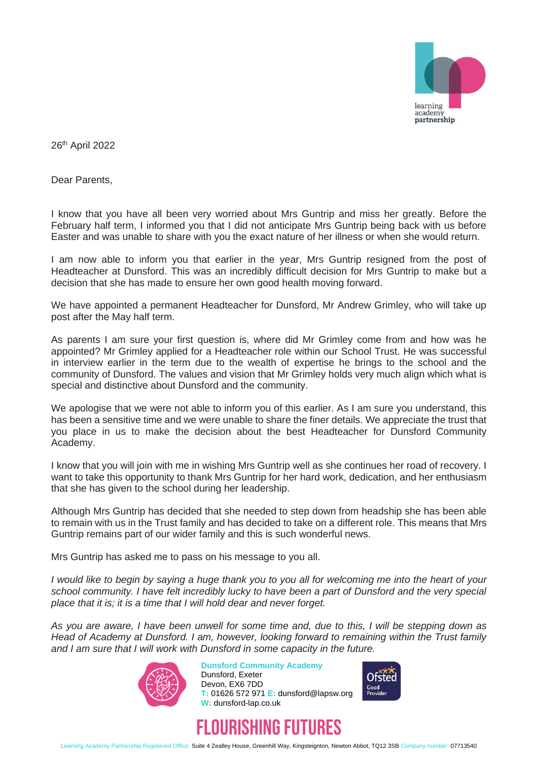26th April 2022

Dear Parents,

I know that you have all been very worried about Mrs Guntrip and miss her greatly. Before the February half term, I informed you that I did not anticipate Mrs Guntrip being back with us before Easter and was unable to share with you the exact nature of her illness or when she would return.

I am now able to inform you that earlier in the year, Mrs Guntrip resigned from the post of Headteacher at Dunsford. This was an incredibly difficult decision for Mrs Guntrip to make but a decision that she has made to ensure her own good health moving forward.

We have appointed a permanent Headteacher for Dunsford, Mr Andrew Grimley, who will take up post after the May half term.

As parents I am sure your first question is, where did Mr Grimley come from and how was he appointed? Mr Grimley applied for a Headteacher role within our School Trust. He was successful in interview earlier in the term due to the wealth of expertise he brings to the school and the community of Dunsford. The values and vision that Mr Grimley holds very much align which what is special and distinctive about Dunsford and the community.

We apologise that we were not able to inform you of this earlier. As I am sure you understand, this has been a sensitive time and we were unable to share the finer details. We appreciate the trust that you place in us to make the decision about the best Headteacher for Dunsford Community Academy.

I know that you will join with me in wishing Mrs Guntrip well as she continues her road of recovery. I want to take this opportunity to thank Mrs Guntrip for her hard work, dedication, and her enthusiasm that she has given to the school during her leadership.

Although Mrs Guntrip has decided that she needed to step down from headship she has been able to remain with us in the Trust family and has decided to take on a different role. This means that Mrs Guntrip remains part of our wider family and this is such wonderful news.

Mrs Guntrip has asked me to pass on his message to you all.

*I would like to begin by saying a huge thank you to you all for welcoming me into the heart of your school community. I have felt incredibly lucky to have been a part of Dunsford and the very special place that it is; it is a time that I will hold dear and never forget.*

*As you are aware, I have been unwell for some time and, due to this, I will be stepping down as Head of Academy at Dunsford. I am, however, looking forward to remaining within the Trust family and I am sure that I will work with Dunsford in some capacity in the future.*

**Dunsford Community Academy**
Dunsford, Exeter
Devon, EX6 7DD
**T:** 01626 572 971 **E:** dunsford@lapsw.org
**W:** dunsford-lap.co.uk

**FLOURISHING FUTURES**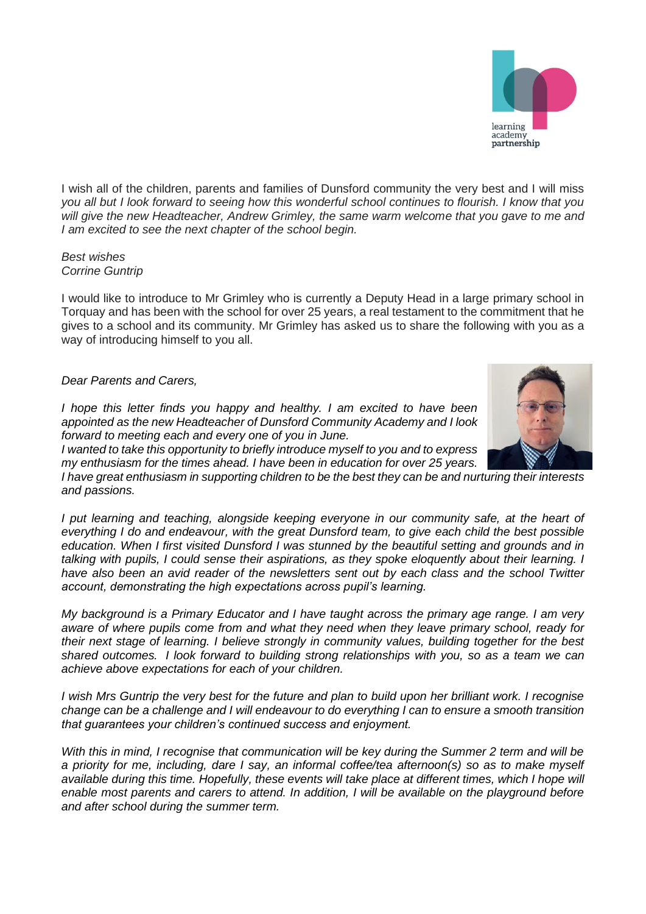I wish all of the children, parents and families of Dunsford community the very best and I will miss *you all but I look forward to seeing how this wonderful school continues to flourish. I know that you will give the new Headteacher, Andrew Grimley, the same warm welcome that you gave to me and I am excited to see the next chapter of the school begin.*

*Best wishes*
*Corrine Guntrip*

I would like to introduce to Mr Grimley who is currently a Deputy Head in a large primary school in Torquay and has been with the school for over 25 years, a real testament to the commitment that he gives to a school and its community. Mr Grimley has asked us to share the following with you as a way of introducing himself to you all.

*Dear Parents and Carers,*

*I hope this letter finds you happy and healthy. I am excited to have been appointed as the new Headteacher of Dunsford Community Academy and I look forward to meeting each and every one of you in June.*
*I wanted to take this opportunity to briefly introduce myself to you and to express my enthusiasm for the times ahead. I have been in education for over 25 years. I have great enthusiasm in supporting children to be the best they can be and nurturing their interests and passions.*

*I put learning and teaching, alongside keeping everyone in our community safe, at the heart of everything I do and endeavour, with the great Dunsford team, to give each child the best possible education. When I first visited Dunsford I was stunned by the beautiful setting and grounds and in talking with pupils, I could sense their aspirations, as they spoke eloquently about their learning. I have also been an avid reader of the newsletters sent out by each class and the school Twitter account, demonstrating the high expectations across pupil's learning.*

*My background is a Primary Educator and I have taught across the primary age range. I am very aware of where pupils come from and what they need when they leave primary school, ready for their next stage of learning. I believe strongly in community values, building together for the best shared outcomes. I look forward to building strong relationships with you, so as a team we can achieve above expectations for each of your children.*

*I wish Mrs Guntrip the very best for the future and plan to build upon her brilliant work. I recognise change can be a challenge and I will endeavour to do everything I can to ensure a smooth transition that guarantees your children's continued success and enjoyment.*

*With this in mind, I recognise that communication will be key during the Summer 2 term and will be a priority for me, including, dare I say, an informal coffee/tea afternoon(s) so as to make myself available during this time. Hopefully, these events will take place at different times, which I hope will enable most parents and carers to attend. In addition, I will be available on the playground before and after school during the summer term.*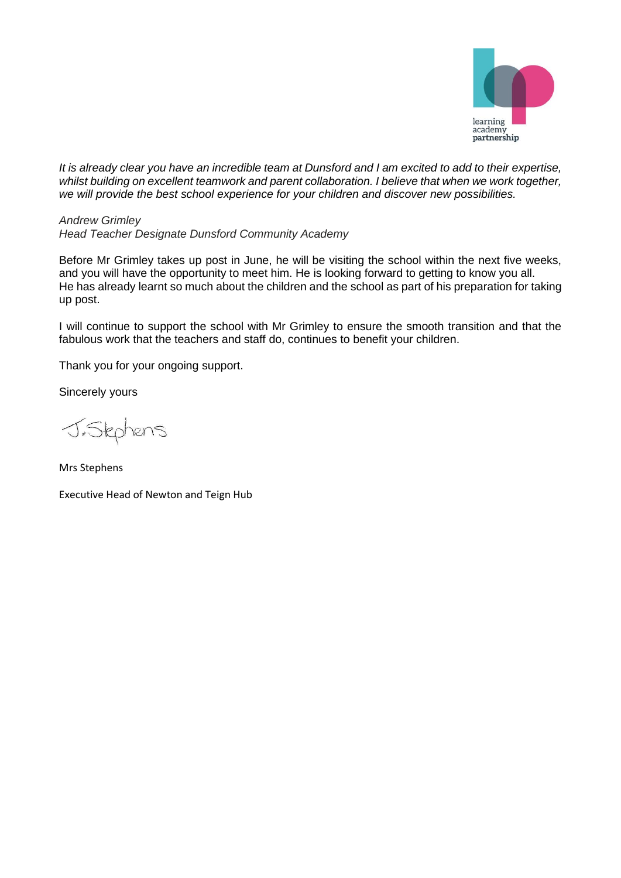*It is already clear you have an incredible team at Dunsford and I am excited to add to their expertise, whilst building on excellent teamwork and parent collaboration. I believe that when we work together, we will provide the best school experience for your children and discover new possibilities.*

*Andrew Grimley*
*Head Teacher Designate Dunsford Community Academy*

Before Mr Grimley takes up post in June, he will be visiting the school within the next five weeks, and you will have the opportunity to meet him. He is looking forward to getting to know you all. He has already learnt so much about the children and the school as part of his preparation for taking up post.

I will continue to support the school with Mr Grimley to ensure the smooth transition and that the fabulous work that the teachers and staff do, continues to benefit your children.

Thank you for your ongoing support.

Sincerely yours

J. Stephens

Mrs Stephens

Executive Head of Newton and Teign Hub